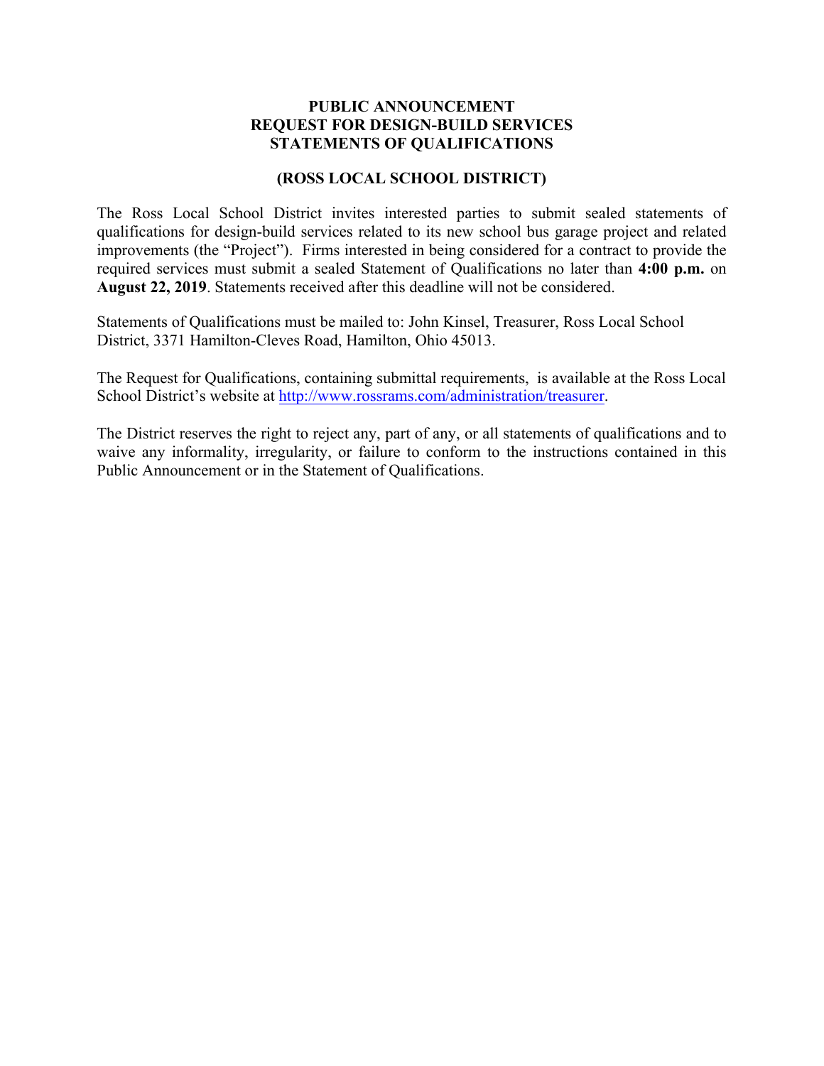# PUBLIC ANNOUNCEMENT
# REQUEST FOR DESIGN-BUILD SERVICES
# STATEMENTS OF QUALIFICATIONS

## (ROSS LOCAL SCHOOL DISTRICT)

The Ross Local School District invites interested parties to submit sealed statements of qualifications for design-build services related to its new school bus garage project and related improvements (the "Project"). Firms interested in being considered for a contract to provide the required services must submit a sealed Statement of Qualifications no later than **4:00 p.m.** on **August 22, 2019**. Statements received after this deadline will not be considered.

Statements of Qualifications must be mailed to: John Kinsel, Treasurer, Ross Local School District, 3371 Hamilton-Cleves Road, Hamilton, Ohio 45013.

The Request for Qualifications, containing submittal requirements, is available at the Ross Local School District's website at http://www.rossrams.com/administration/treasurer.

The District reserves the right to reject any, part of any, or all statements of qualifications and to waive any informality, irregularity, or failure to conform to the instructions contained in this Public Announcement or in the Statement of Qualifications.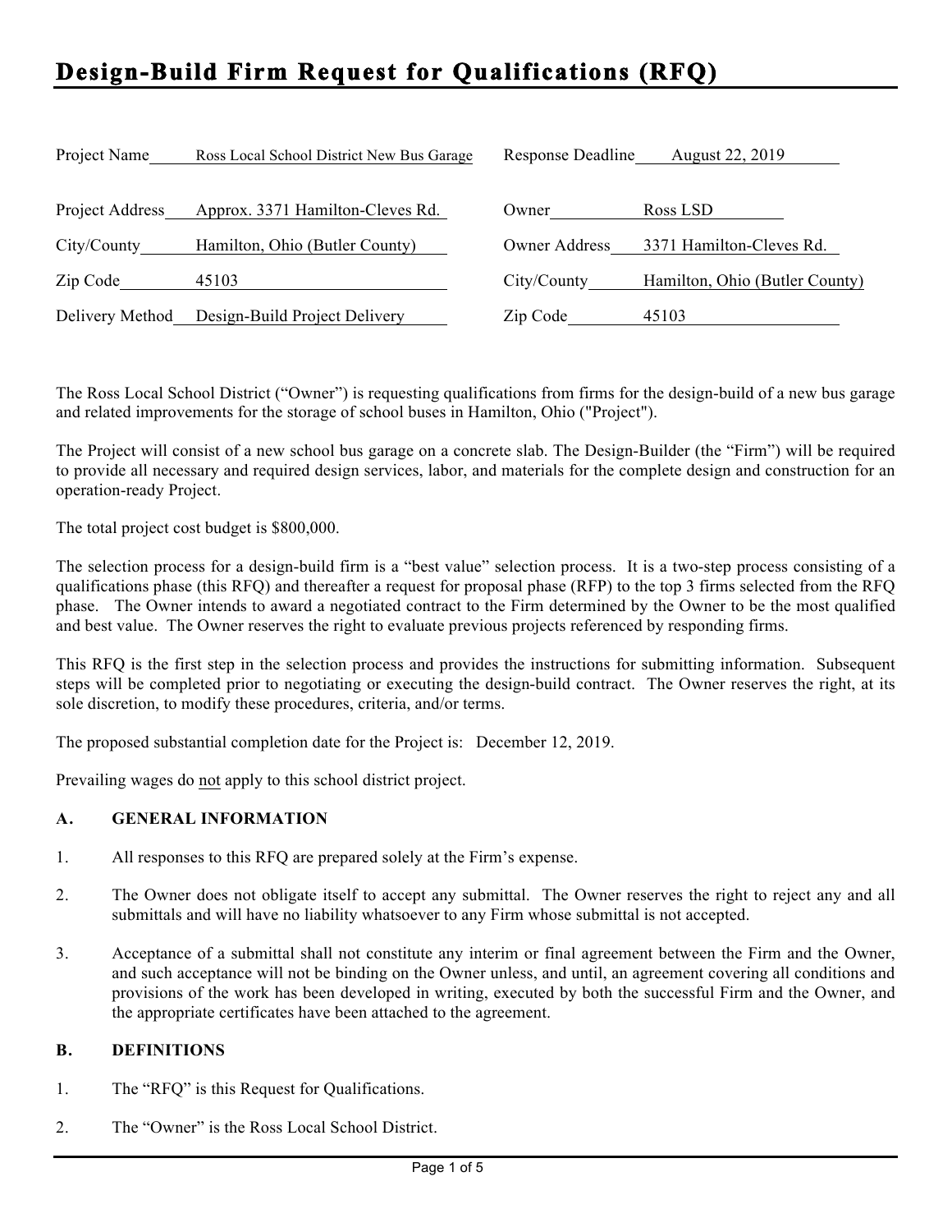# Design-Build Firm Request for Qualifications (RFQ)

| | | | |
|---|---|---|---|
| Project Name | Ross Local School District New Bus Garage | Response Deadline | August 22, 2019 |
| Project Address | Approx. 3371 Hamilton-Cleves Rd. | Owner | Ross LSD |
| City/County | Hamilton, Ohio (Butler County) | Owner Address | 3371 Hamilton-Cleves Rd. |
| Zip Code | 45103 | City/County | Hamilton, Ohio (Butler County) |
| Delivery Method | Design-Build Project Delivery | Zip Code | 45103 |

The Ross Local School District ("Owner") is requesting qualifications from firms for the design-build of a new bus garage and related improvements for the storage of school buses in Hamilton, Ohio ("Project").

The Project will consist of a new school bus garage on a concrete slab. The Design-Builder (the "Firm") will be required to provide all necessary and required design services, labor, and materials for the complete design and construction for an operation-ready Project.

The total project cost budget is $800,000.

The selection process for a design-build firm is a "best value" selection process. It is a two-step process consisting of a qualifications phase (this RFQ) and thereafter a request for proposal phase (RFP) to the top 3 firms selected from the RFQ phase. The Owner intends to award a negotiated contract to the Firm determined by the Owner to be the most qualified and best value. The Owner reserves the right to evaluate previous projects referenced by responding firms.

This RFQ is the first step in the selection process and provides the instructions for submitting information. Subsequent steps will be completed prior to negotiating or executing the design-build contract. The Owner reserves the right, at its sole discretion, to modify these procedures, criteria, and/or terms.

The proposed substantial completion date for the Project is: December 12, 2019.

Prevailing wages do not apply to this school district project.

### A. GENERAL INFORMATION

1. All responses to this RFQ are prepared solely at the Firm's expense.

2. The Owner does not obligate itself to accept any submittal. The Owner reserves the right to reject any and all submittals and will have no liability whatsoever to any Firm whose submittal is not accepted.

3. Acceptance of a submittal shall not constitute any interim or final agreement between the Firm and the Owner, and such acceptance will not be binding on the Owner unless, and until, an agreement covering all conditions and provisions of the work has been developed in writing, executed by both the successful Firm and the Owner, and the appropriate certificates have been attached to the agreement.

### B. DEFINITIONS

1. The "RFQ" is this Request for Qualifications.

2. The "Owner" is the Ross Local School District.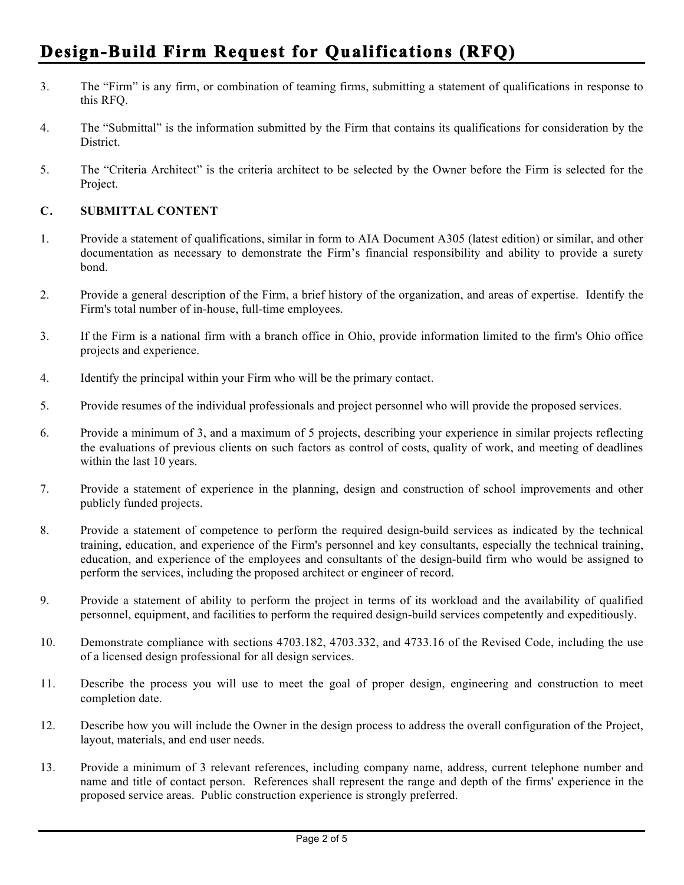3. The "Firm" is any firm, or combination of teaming firms, submitting a statement of qualifications in response to this RFQ.

4. The "Submittal" is the information submitted by the Firm that contains its qualifications for consideration by the District.

5. The "Criteria Architect" is the criteria architect to be selected by the Owner before the Firm is selected for the Project.

### C. SUBMITTAL CONTENT

1. Provide a statement of qualifications, similar in form to AIA Document A305 (latest edition) or similar, and other documentation as necessary to demonstrate the Firm's financial responsibility and ability to provide a surety bond.

2. Provide a general description of the Firm, a brief history of the organization, and areas of expertise. Identify the Firm's total number of in-house, full-time employees.

3. If the Firm is a national firm with a branch office in Ohio, provide information limited to the firm's Ohio office projects and experience.

4. Identify the principal within your Firm who will be the primary contact.

5. Provide resumes of the individual professionals and project personnel who will provide the proposed services.

6. Provide a minimum of 3, and a maximum of 5 projects, describing your experience in similar projects reflecting the evaluations of previous clients on such factors as control of costs, quality of work, and meeting of deadlines within the last 10 years.

7. Provide a statement of experience in the planning, design and construction of school improvements and other publicly funded projects.

8. Provide a statement of competence to perform the required design-build services as indicated by the technical training, education, and experience of the Firm's personnel and key consultants, especially the technical training, education, and experience of the employees and consultants of the design-build firm who would be assigned to perform the services, including the proposed architect or engineer of record.

9. Provide a statement of ability to perform the project in terms of its workload and the availability of qualified personnel, equipment, and facilities to perform the required design-build services competently and expeditiously.

10. Demonstrate compliance with sections 4703.182, 4703.332, and 4733.16 of the Revised Code, including the use of a licensed design professional for all design services.

11. Describe the process you will use to meet the goal of proper design, engineering and construction to meet completion date.

12. Describe how you will include the Owner in the design process to address the overall configuration of the Project, layout, materials, and end user needs.

13. Provide a minimum of 3 relevant references, including company name, address, current telephone number and name and title of contact person. References shall represent the range and depth of the firms' experience in the proposed service areas. Public construction experience is strongly preferred.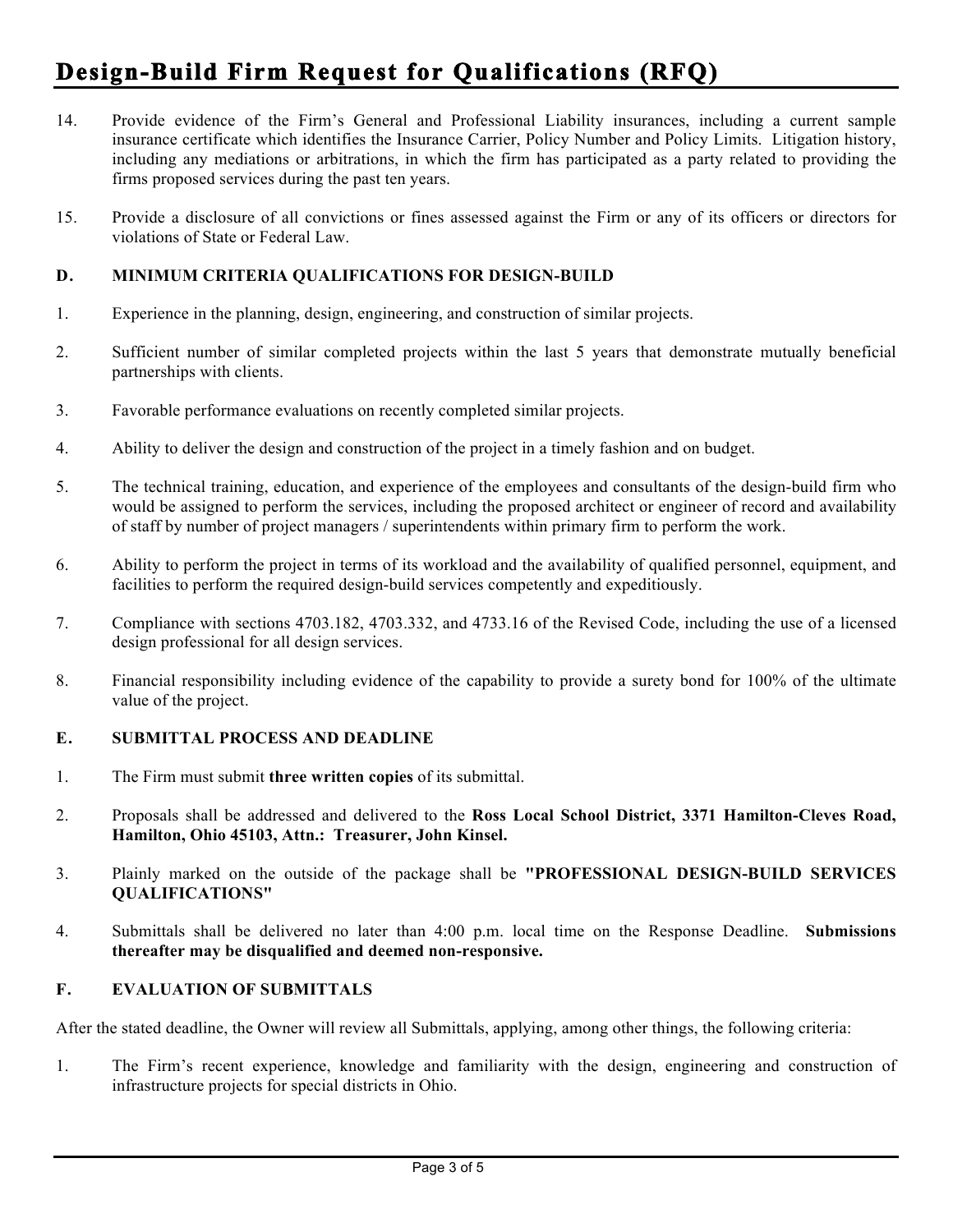14. Provide evidence of the Firm's General and Professional Liability insurances, including a current sample insurance certificate which identifies the Insurance Carrier, Policy Number and Policy Limits. Litigation history, including any mediations or arbitrations, in which the firm has participated as a party related to providing the firms proposed services during the past ten years.

15. Provide a disclosure of all convictions or fines assessed against the Firm or any of its officers or directors for violations of State or Federal Law.

### D. MINIMUM CRITERIA QUALIFICATIONS FOR DESIGN-BUILD

1. Experience in the planning, design, engineering, and construction of similar projects.

2. Sufficient number of similar completed projects within the last 5 years that demonstrate mutually beneficial partnerships with clients.

3. Favorable performance evaluations on recently completed similar projects.

4. Ability to deliver the design and construction of the project in a timely fashion and on budget.

5. The technical training, education, and experience of the employees and consultants of the design-build firm who would be assigned to perform the services, including the proposed architect or engineer of record and availability of staff by number of project managers / superintendents within primary firm to perform the work.

6. Ability to perform the project in terms of its workload and the availability of qualified personnel, equipment, and facilities to perform the required design-build services competently and expeditiously.

7. Compliance with sections 4703.182, 4703.332, and 4733.16 of the Revised Code, including the use of a licensed design professional for all design services.

8. Financial responsibility including evidence of the capability to provide a surety bond for 100% of the ultimate value of the project.

### E. SUBMITTAL PROCESS AND DEADLINE

1. The Firm must submit **three written copies** of its submittal.

2. Proposals shall be addressed and delivered to the **Ross Local School District, 3371 Hamilton-Cleves Road, Hamilton, Ohio 45103, Attn.: Treasurer, John Kinsel.**

3. Plainly marked on the outside of the package shall be **"PROFESSIONAL DESIGN-BUILD SERVICES QUALIFICATIONS"**

4. Submittals shall be delivered no later than 4:00 p.m. local time on the Response Deadline. **Submissions thereafter may be disqualified and deemed non-responsive.**

### F. EVALUATION OF SUBMITTALS

After the stated deadline, the Owner will review all Submittals, applying, among other things, the following criteria:

1. The Firm's recent experience, knowledge and familiarity with the design, engineering and construction of infrastructure projects for special districts in Ohio.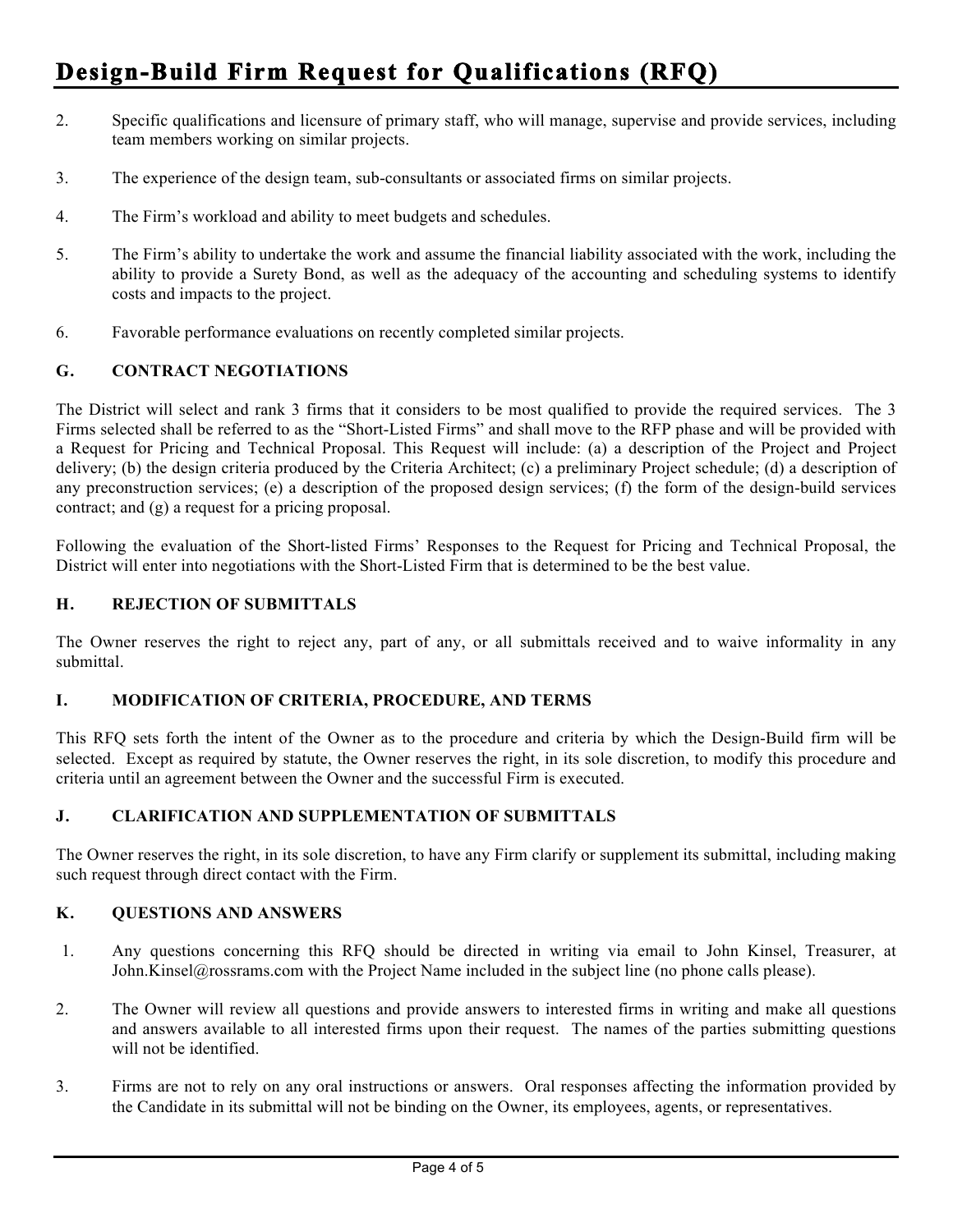2. Specific qualifications and licensure of primary staff, who will manage, supervise and provide services, including team members working on similar projects.

3. The experience of the design team, sub-consultants or associated firms on similar projects.

4. The Firm's workload and ability to meet budgets and schedules.

5. The Firm's ability to undertake the work and assume the financial liability associated with the work, including the ability to provide a Surety Bond, as well as the adequacy of the accounting and scheduling systems to identify costs and impacts to the project.

6. Favorable performance evaluations on recently completed similar projects.

### G. CONTRACT NEGOTIATIONS

The District will select and rank 3 firms that it considers to be most qualified to provide the required services. The 3 Firms selected shall be referred to as the "Short-Listed Firms" and shall move to the RFP phase and will be provided with a Request for Pricing and Technical Proposal. This Request will include: (a) a description of the Project and Project delivery; (b) the design criteria produced by the Criteria Architect; (c) a preliminary Project schedule; (d) a description of any preconstruction services; (e) a description of the proposed design services; (f) the form of the design-build services contract; and (g) a request for a pricing proposal.

Following the evaluation of the Short-listed Firms' Responses to the Request for Pricing and Technical Proposal, the District will enter into negotiations with the Short-Listed Firm that is determined to be the best value.

### H. REJECTION OF SUBMITTALS

The Owner reserves the right to reject any, part of any, or all submittals received and to waive informality in any submittal.

### I. MODIFICATION OF CRITERIA, PROCEDURE, AND TERMS

This RFQ sets forth the intent of the Owner as to the procedure and criteria by which the Design-Build firm will be selected. Except as required by statute, the Owner reserves the right, in its sole discretion, to modify this procedure and criteria until an agreement between the Owner and the successful Firm is executed.

### J. CLARIFICATION AND SUPPLEMENTATION OF SUBMITTALS

The Owner reserves the right, in its sole discretion, to have any Firm clarify or supplement its submittal, including making such request through direct contact with the Firm.

### K. QUESTIONS AND ANSWERS

1. Any questions concerning this RFQ should be directed in writing via email to John Kinsel, Treasurer, at John.Kinsel@rossrams.com with the Project Name included in the subject line (no phone calls please).

2. The Owner will review all questions and provide answers to interested firms in writing and make all questions and answers available to all interested firms upon their request. The names of the parties submitting questions will not be identified.

3. Firms are not to rely on any oral instructions or answers. Oral responses affecting the information provided by the Candidate in its submittal will not be binding on the Owner, its employees, agents, or representatives.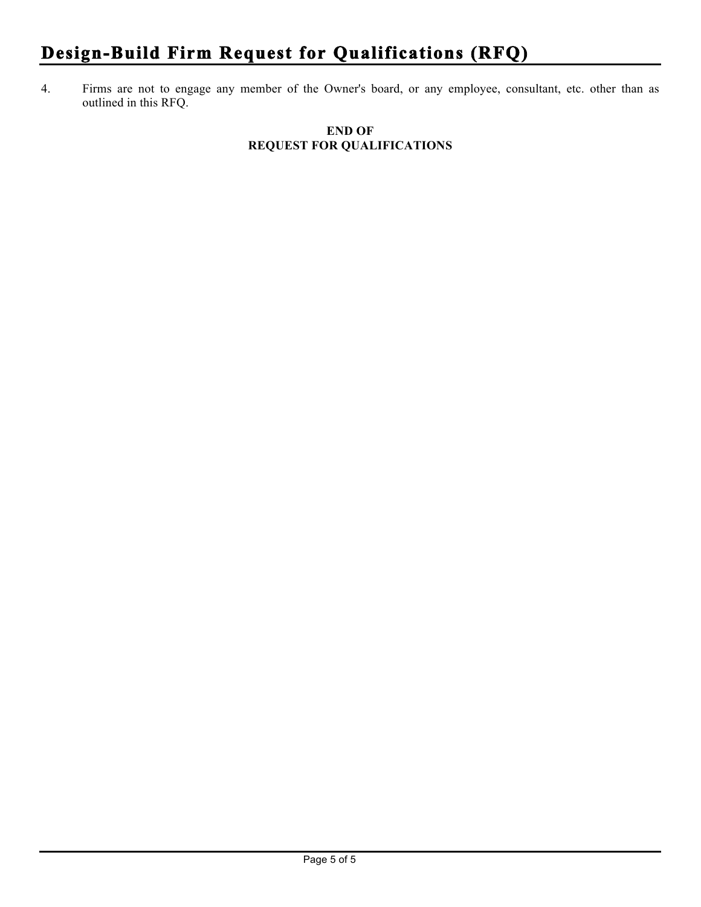4. Firms are not to engage any member of the Owner's board, or any employee, consultant, etc. other than as outlined in this RFQ.

**END OF**
**REQUEST FOR QUALIFICATIONS**